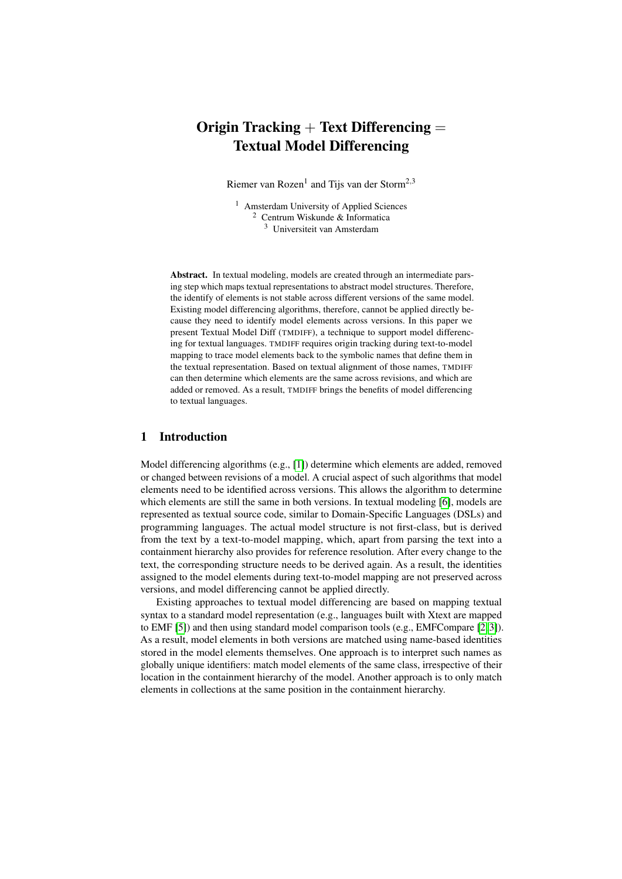# Origin Tracking + Text Differencing = Textual Model Differencing

Riemer van Rozen[1] and Tijs van der Storm[2,3]

[1] Amsterdam University of Applied Sciences
[2] Centrum Wiskunde & Informatica
[3] Universiteit van Amsterdam

**Abstract.** In textual modeling, models are created through an intermediate parsing step which maps textual representations to abstract model structures. Therefore, the identify of elements is not stable across different versions of the same model. Existing model differencing algorithms, therefore, cannot be applied directly because they need to identify model elements across versions. In this paper we present Textual Model Diff (TMDIFF), a technique to support model differencing for textual languages. TMDIFF requires origin tracking during text-to-model mapping to trace model elements back to the symbolic names that define them in the textual representation. Based on textual alignment of those names, TMDIFF can then determine which elements are the same across revisions, and which are added or removed. As a result, TMDIFF brings the benefits of model differencing to textual languages.

## 1 Introduction

Model differencing algorithms (e.g., [1]) determine which elements are added, removed or changed between revisions of a model. A crucial aspect of such algorithms that model elements need to be identified across versions. This allows the algorithm to determine which elements are still the same in both versions. In textual modeling [6], models are represented as textual source code, similar to Domain-Specific Languages (DSLs) and programming languages. The actual model structure is not first-class, but is derived from the text by a text-to-model mapping, which, apart from parsing the text into a containment hierarchy also provides for reference resolution. After every change to the text, the corresponding structure needs to be derived again. As a result, the identities assigned to the model elements during text-to-model mapping are not preserved across versions, and model differencing cannot be applied directly.

Existing approaches to textual model differencing are based on mapping textual syntax to a standard model representation (e.g., languages built with Xtext are mapped to EMF [5]) and then using standard model comparison tools (e.g., EMFCompare [2,3]). As a result, model elements in both versions are matched using name-based identities stored in the model elements themselves. One approach is to interpret such names as globally unique identifiers: match model elements of the same class, irrespective of their location in the containment hierarchy of the model. Another approach is to only match elements in collections at the same position in the containment hierarchy.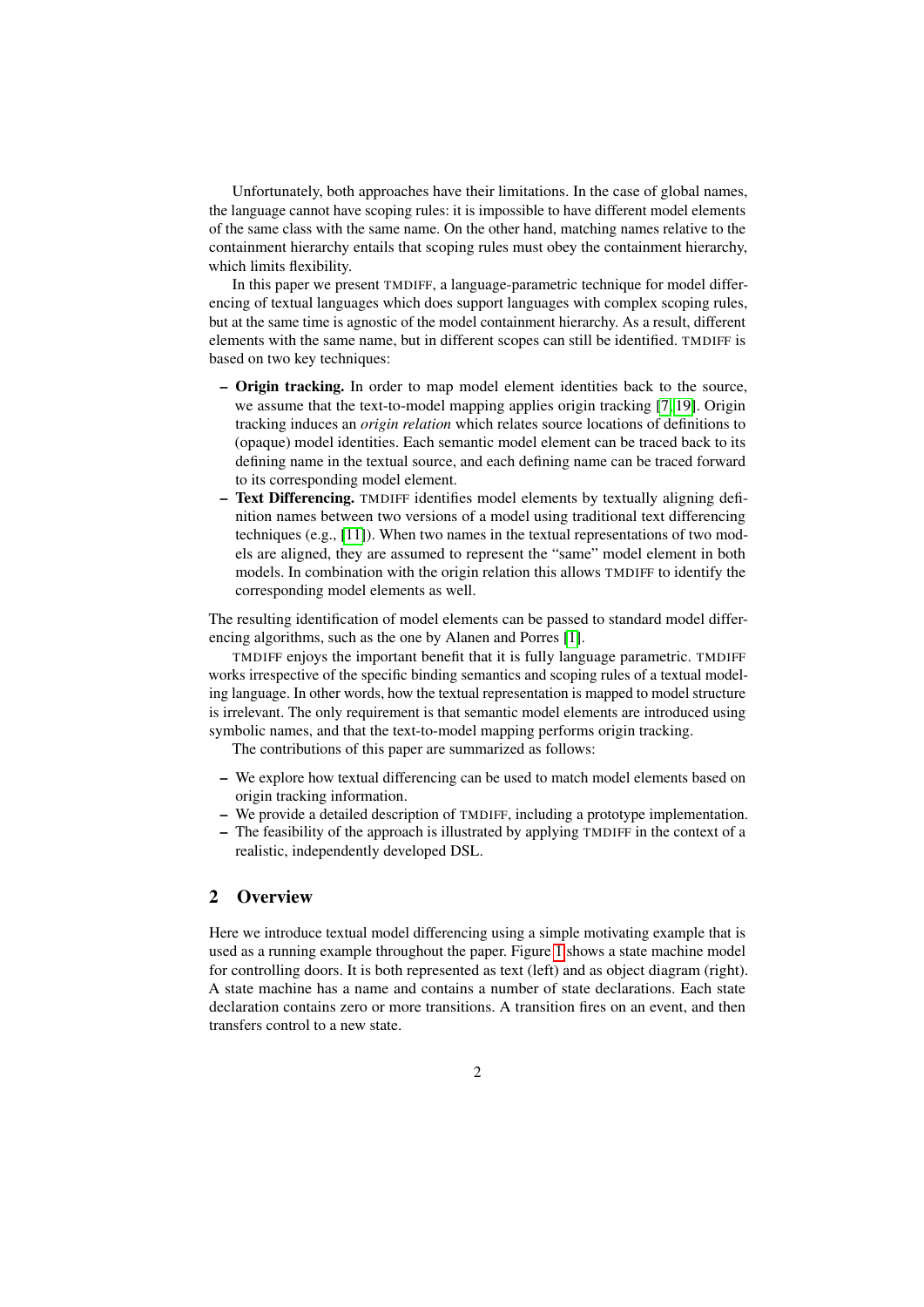Unfortunately, both approaches have their limitations. In the case of global names, the language cannot have scoping rules: it is impossible to have different model elements of the same class with the same name. On the other hand, matching names relative to the containment hierarchy entails that scoping rules must obey the containment hierarchy, which limits flexibility.

In this paper we present TMDIFF, a language-parametric technique for model differencing of textual languages which does support languages with complex scoping rules, but at the same time is agnostic of the model containment hierarchy. As a result, different elements with the same name, but in different scopes can still be identified. TMDIFF is based on two key techniques:

- **Origin tracking.** In order to map model element identities back to the source, we assume that the text-to-model mapping applies origin tracking [7, 19]. Origin tracking induces an *origin relation* which relates source locations of definitions to (opaque) model identities. Each semantic model element can be traced back to its defining name in the textual source, and each defining name can be traced forward to its corresponding model element.
- **Text Differencing.** TMDIFF identifies model elements by textually aligning definition names between two versions of a model using traditional text differencing techniques (e.g., [11]). When two names in the textual representations of two models are aligned, they are assumed to represent the "same" model element in both models. In combination with the origin relation this allows TMDIFF to identify the corresponding model elements as well.

The resulting identification of model elements can be passed to standard model differencing algorithms, such as the one by Alanen and Porres [1].

TMDIFF enjoys the important benefit that it is fully language parametric. TMDIFF works irrespective of the specific binding semantics and scoping rules of a textual modeling language. In other words, how the textual representation is mapped to model structure is irrelevant. The only requirement is that semantic model elements are introduced using symbolic names, and that the text-to-model mapping performs origin tracking.

The contributions of this paper are summarized as follows:

- We explore how textual differencing can be used to match model elements based on origin tracking information.
- We provide a detailed description of TMDIFF, including a prototype implementation.
- The feasibility of the approach is illustrated by applying TMDIFF in the context of a realistic, independently developed DSL.

## 2 Overview

Here we introduce textual model differencing using a simple motivating example that is used as a running example throughout the paper. Figure 1 shows a state machine model for controlling doors. It is both represented as text (left) and as object diagram (right). A state machine has a name and contains a number of state declarations. Each state declaration contains zero or more transitions. A transition fires on an event, and then transfers control to a new state.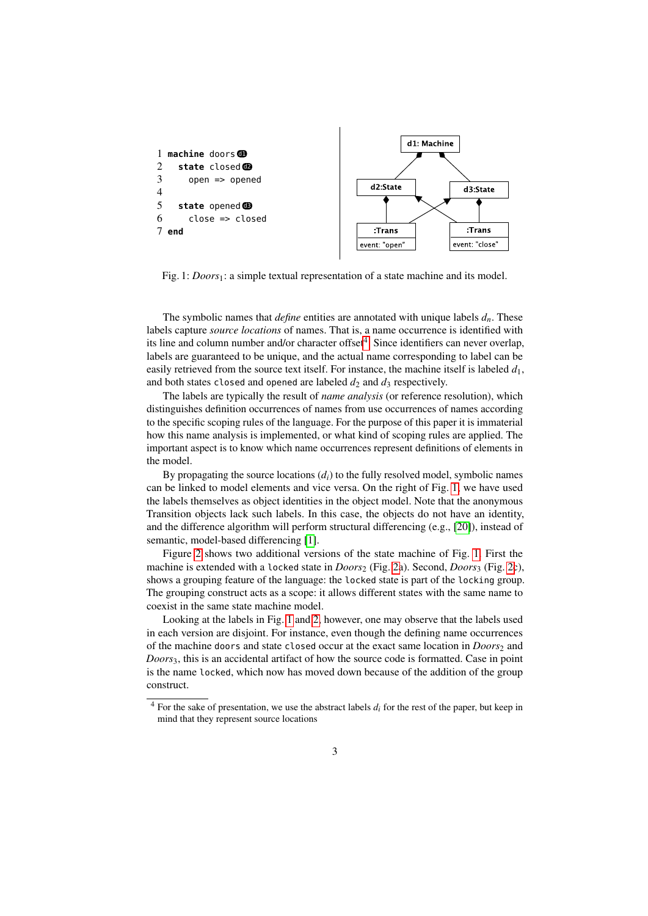```
1 machine doors d1
2   state closed d2
3     open => opened
4
5   state opened d3
6     close => closed
7 end
```

Fig. 1: *Doors*$_1$: a simple textual representation of a state machine and its model.

The symbolic names that *define* entities are annotated with unique labels $d_n$. These labels capture *source locations* of names. That is, a name occurrence is identified with its line and column number and/or character offset[4]. Since identifiers can never overlap, labels are guaranteed to be unique, and the actual name corresponding to label can be easily retrieved from the source text itself. For instance, the machine itself is labeled $d_1$, and both states `closed` and `opened` are labeled $d_2$ and $d_3$ respectively.

The labels are typically the result of *name analysis* (or reference resolution), which distinguishes definition occurrences of names from use occurrences of names according to the specific scoping rules of the language. For the purpose of this paper it is immaterial how this name analysis is implemented, or what kind of scoping rules are applied. The important aspect is to know which name occurrences represent definitions of elements in the model.

By propagating the source locations ($d_i$) to the fully resolved model, symbolic names can be linked to model elements and vice versa. On the right of Fig. 1, we have used the labels themselves as object identities in the object model. Note that the anonymous Transition objects lack such labels. In this case, the objects do not have an identity, and the difference algorithm will perform structural differencing (e.g., [20]), instead of semantic, model-based differencing [1].

Figure 2 shows two additional versions of the state machine of Fig. 1. First the machine is extended with a `locked` state in *Doors*$_2$ (Fig. 2a). Second, *Doors*$_3$ (Fig. 2c), shows a grouping feature of the language: the `locked` state is part of the `locking` group. The grouping construct acts as a scope: it allows different states with the same name to coexist in the same state machine model.

Looking at the labels in Fig. 1 and 2, however, one may observe that the labels used in each version are disjoint. For instance, even though the defining name occurrences of the machine `doors` and state `closed` occur at the exact same location in *Doors*$_2$ and *Doors*$_3$, this is an accidental artifact of how the source code is formatted. Case in point is the name `locked`, which now has moved down because of the addition of the group construct.

[4] For the sake of presentation, we use the abstract labels $d_i$ for the rest of the paper, but keep in mind that they represent source locations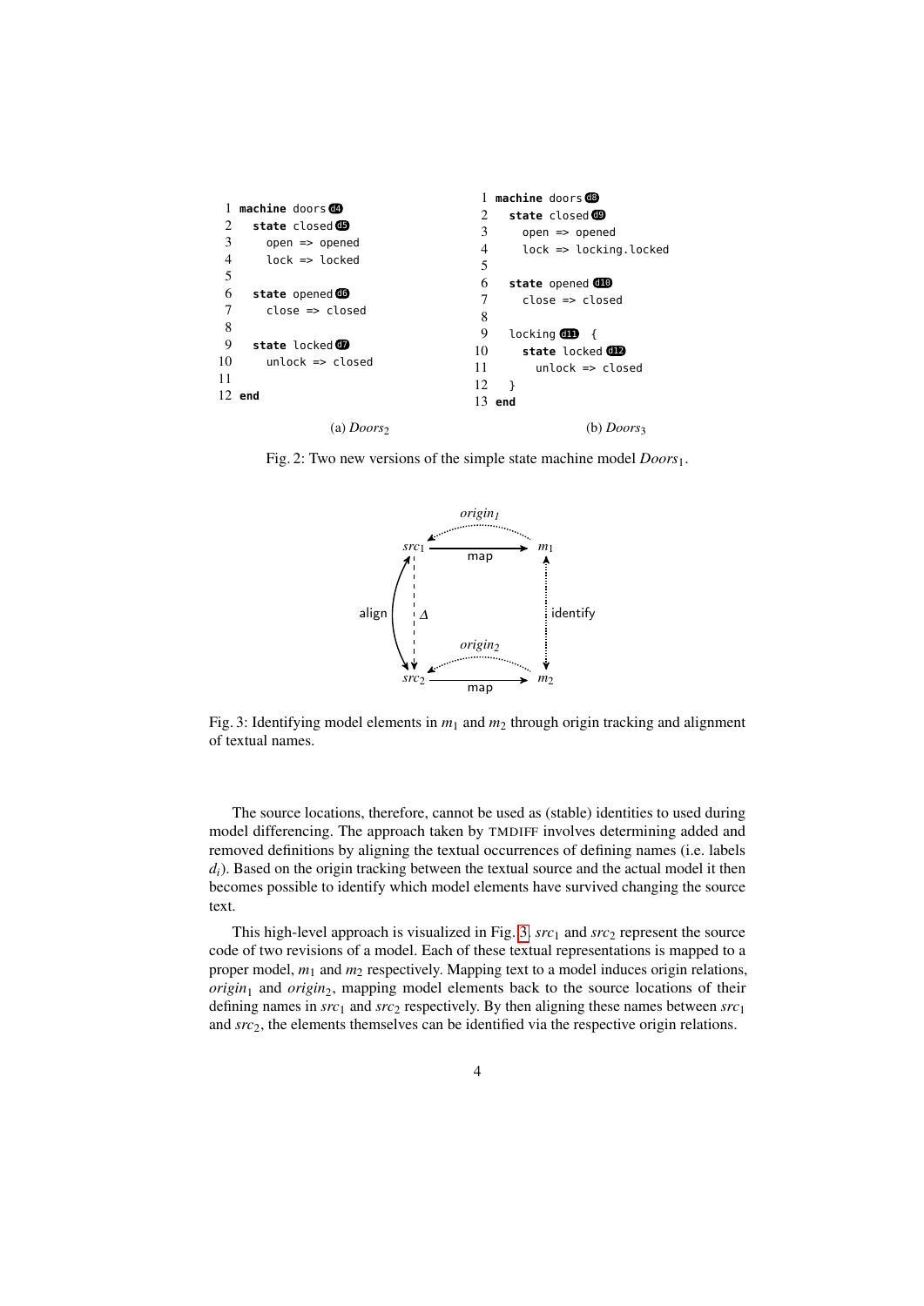```
1  machine doors d4
2    state closed d5
3      open => opened
4      lock => locked
5
6    state opened d6
7      close => closed
8
9    state locked d7
10     unlock => closed
11
12 end
```

(a) $Doors_2$

```
1  machine doors d8
2    state closed d9
3      open => opened
4      lock => locking.locked
5
6    state opened d10
7      close => closed
8
9    locking d11  {
10     state locked d12
11       unlock => closed
12   }
13 end
```

(b) $Doors_3$

Fig. 2: Two new versions of the simple state machine model $Doors_1$.

Fig. 3: Identifying model elements in $m_1$ and $m_2$ through origin tracking and alignment of textual names.

The source locations, therefore, cannot be used as (stable) identities to used during model differencing. The approach taken by TMDIFF involves determining added and removed definitions by aligning the textual occurrences of defining names (i.e. labels $d_i$). Based on the origin tracking between the textual source and the actual model it then becomes possible to identify which model elements have survived changing the source text.

This high-level approach is visualized in Fig. 3. $src_1$ and $src_2$ represent the source code of two revisions of a model. Each of these textual representations is mapped to a proper model, $m_1$ and $m_2$ respectively. Mapping text to a model induces origin relations, $origin_1$ and $origin_2$, mapping model elements back to the source locations of their defining names in $src_1$ and $src_2$ respectively. By then aligning these names between $src_1$ and $src_2$, the elements themselves can be identified via the respective origin relations.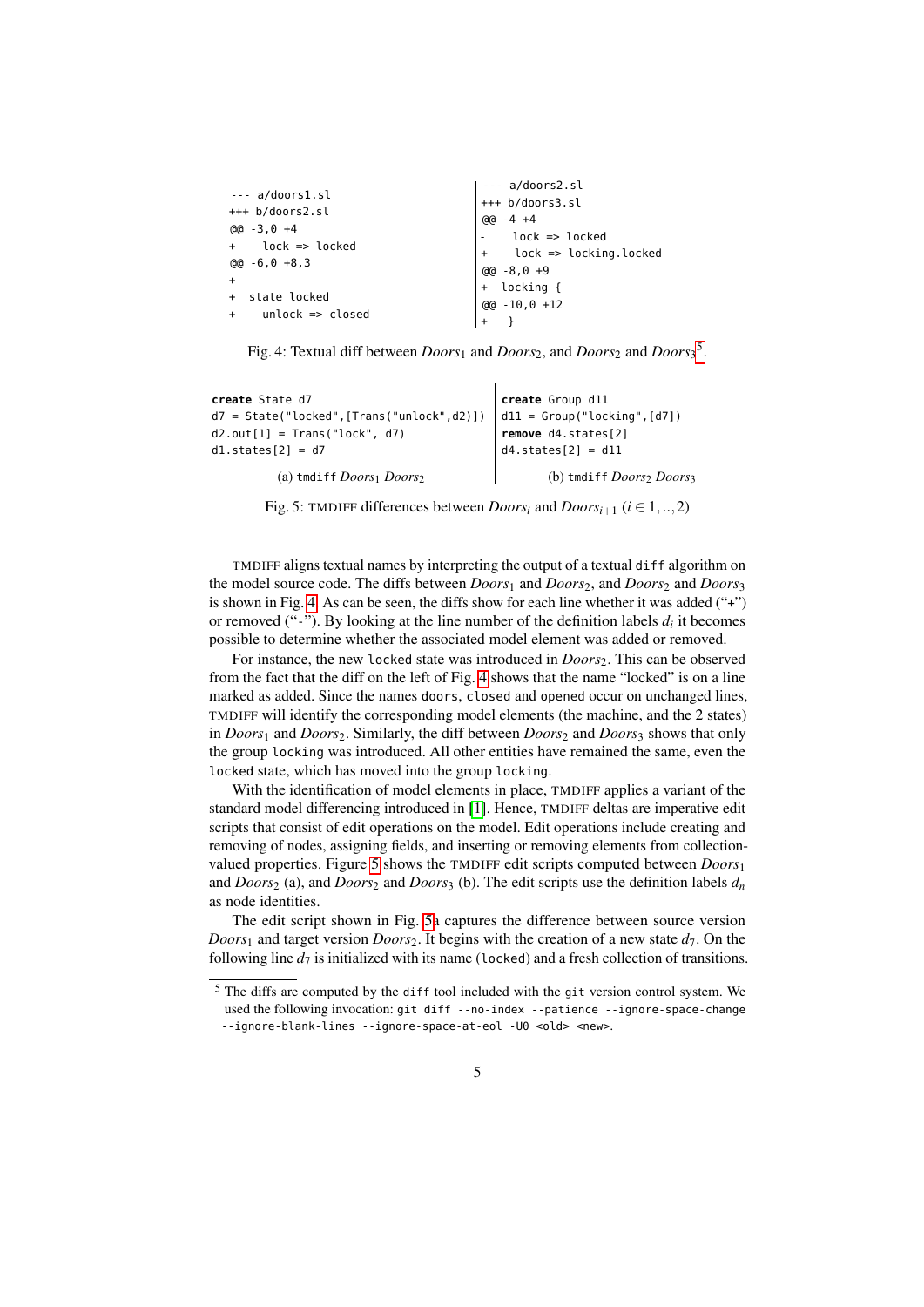```
--- a/doors1.sl
+++ b/doors2.sl
@@ -3,0 +4
+    lock => locked
@@ -6,0 +8,3
+
+  state locked
+    unlock => closed
```

```
--- a/doors2.sl
+++ b/doors3.sl
@@ -4 +4
-    lock => locked
+    lock => locking.locked
@@ -8,0 +9
+  locking {
@@ -10,0 +12
+   }
```

Fig. 4: Textual diff between $Doors_1$ and $Doors_2$, and $Doors_2$ and $Doors_3$[5]

```
create State d7
d7 = State("locked",[Trans("unlock",d2)])
d2.out[1] = Trans("lock", d7)
d1.states[2] = d7
```

(a) tmdiff $Doors_1$ $Doors_2$

```
create Group d11
d11 = Group("locking",[d7])
remove d4.states[2]
d4.states[2] = d11
```

(b) tmdiff $Doors_2$ $Doors_3$

Fig. 5: TMDIFF differences between $Doors_i$ and $Doors_{i+1}$ ($i \in 1,..,2$)

TMDIFF aligns textual names by interpreting the output of a textual diff algorithm on the model source code. The diffs between $Doors_1$ and $Doors_2$, and $Doors_2$ and $Doors_3$ is shown in Fig. 4. As can be seen, the diffs show for each line whether it was added ("+") or removed ("-"). By looking at the line number of the definition labels $d_i$ it becomes possible to determine whether the associated model element was added or removed.

For instance, the new locked state was introduced in $Doors_2$. This can be observed from the fact that the diff on the left of Fig. 4 shows that the name "locked" is on a line marked as added. Since the names doors, closed and opened occur on unchanged lines, TMDIFF will identify the corresponding model elements (the machine, and the 2 states) in $Doors_1$ and $Doors_2$. Similarly, the diff between $Doors_2$ and $Doors_3$ shows that only the group locking was introduced. All other entities have remained the same, even the locked state, which has moved into the group locking.

With the identification of model elements in place, TMDIFF applies a variant of the standard model differencing introduced in [1]. Hence, TMDIFF deltas are imperative edit scripts that consist of edit operations on the model. Edit operations include creating and removing of nodes, assigning fields, and inserting or removing elements from collection-valued properties. Figure 5 shows the TMDIFF edit scripts computed between $Doors_1$ and $Doors_2$ (a), and $Doors_2$ and $Doors_3$ (b). The edit scripts use the definition labels $d_n$ as node identities.

The edit script shown in Fig. 5a captures the difference between source version $Doors_1$ and target version $Doors_2$. It begins with the creation of a new state $d_7$. On the following line $d_7$ is initialized with its name (locked) and a fresh collection of transitions.

[5] The diffs are computed by the diff tool included with the git version control system. We used the following invocation: git diff --no-index --patience --ignore-space-change --ignore-blank-lines --ignore-space-at-eol -U0 <old> <new>.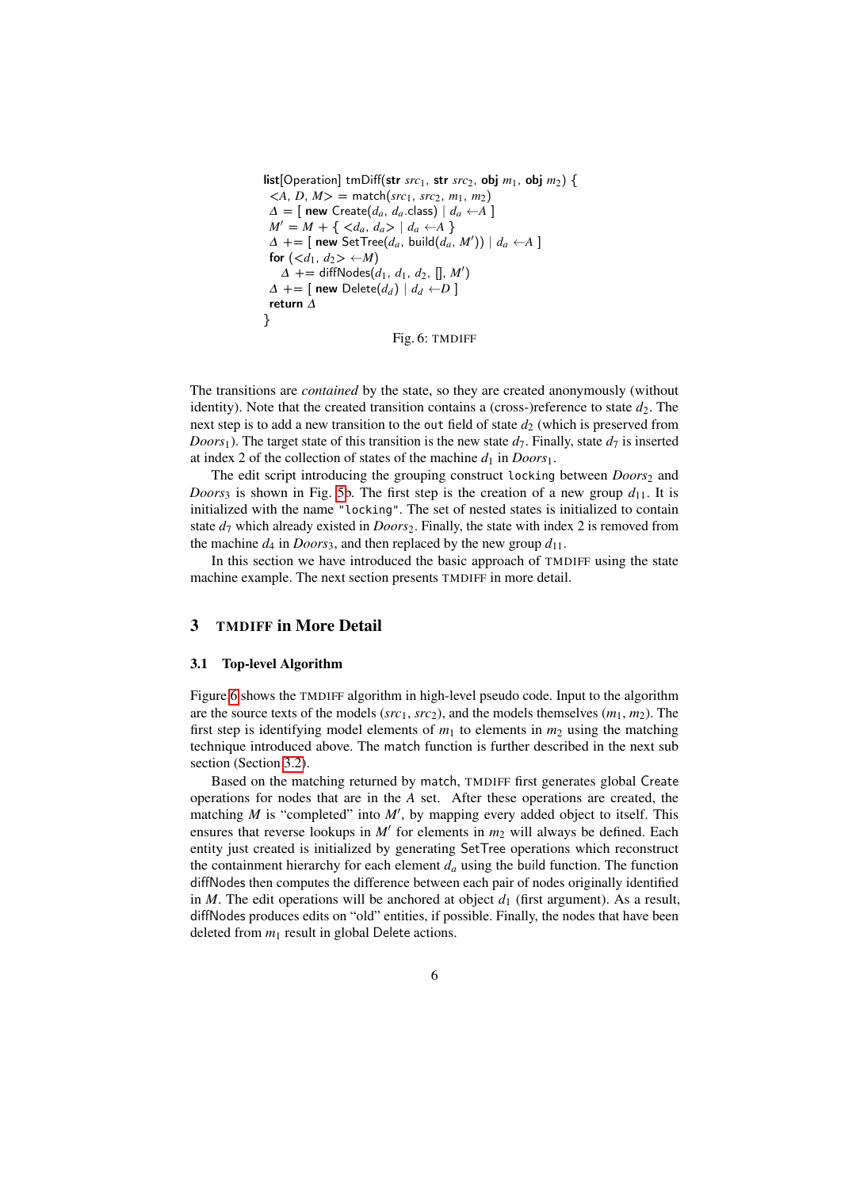```
list[Operation] tmDiff(str src1, str src2, obj m1, obj m2) {
 <A, D, M> = match(src1, src2, m1, m2)
 Δ = [ new Create(da, da.class) | da ←A ]
 M' = M + { <da, da> | da ←A }
 Δ += [ new SetTree(da, build(da, M')) | da ←A ]
 for (<d1, d2> ←M)
   Δ += diffNodes(d1, d1, d2, [], M')
 Δ += [ new Delete(dd) | dd ←D ]
 return Δ
}
```

Fig. 6: TMDIFF

The transitions are *contained* by the state, so they are created anonymously (without identity). Note that the created transition contains a (cross-)reference to state $d_2$. The next step is to add a new transition to the `out` field of state $d_2$ (which is preserved from $Doors_1$). The target state of this transition is the new state $d_7$. Finally, state $d_7$ is inserted at index 2 of the collection of states of the machine $d_1$ in $Doors_1$.

The edit script introducing the grouping construct `locking` between $Doors_2$ and $Doors_3$ is shown in Fig. 5b. The first step is the creation of a new group $d_{11}$. It is initialized with the name `"locking"`. The set of nested states is initialized to contain state $d_7$ which already existed in $Doors_2$. Finally, the state with index 2 is removed from the machine $d_4$ in $Doors_3$, and then replaced by the new group $d_{11}$.

In this section we have introduced the basic approach of TMDIFF using the state machine example. The next section presents TMDIFF in more detail.

## 3 TMDIFF in More Detail

### 3.1 Top-level Algorithm

Figure 6 shows the TMDIFF algorithm in high-level pseudo code. Input to the algorithm are the source texts of the models ($src_1$, $src_2$), and the models themselves ($m_1$, $m_2$). The first step is identifying model elements of $m_1$ to elements in $m_2$ using the matching technique introduced above. The match function is further described in the next sub section (Section 3.2).

Based on the matching returned by match, TMDIFF first generates global Create operations for nodes that are in the $A$ set. After these operations are created, the matching $M$ is "completed" into $M'$, by mapping every added object to itself. This ensures that reverse lookups in $M'$ for elements in $m_2$ will always be defined. Each entity just created is initialized by generating SetTree operations which reconstruct the containment hierarchy for each element $d_a$ using the build function. The function diffNodes then computes the difference between each pair of nodes originally identified in $M$. The edit operations will be anchored at object $d_1$ (first argument). As a result, diffNodes produces edits on "old" entities, if possible. Finally, the nodes that have been deleted from $m_1$ result in global Delete actions.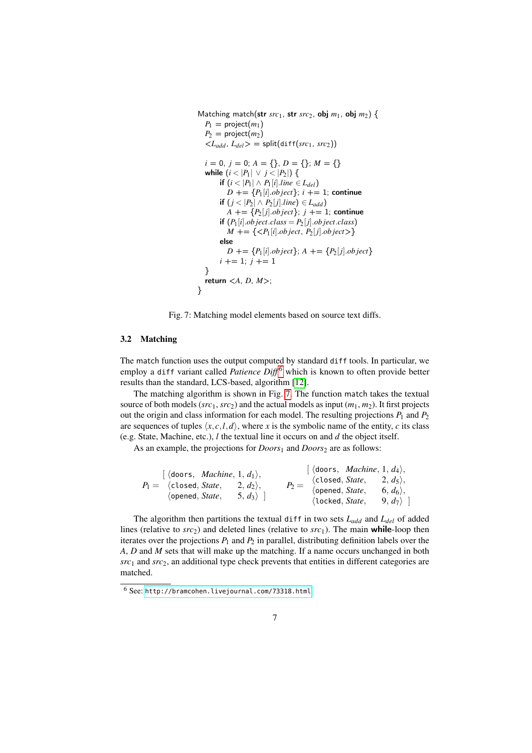```
Matching match(str src1, str src2, obj m1, obj m2) {
  P1 = project(m1)
  P2 = project(m2)
  <L_add, L_del> = split(diff(src1, src2))

  i = 0, j = 0; A = {}, D = {}; M = {}
  while (i < |P1| ∨ j < |P2|) {
     if (i < |P1| ∧ P1[i].line ∈ L_del)
        D += {P1[i].object}; i += 1; continue
     if (j < |P2| ∧ P2[j].line) ∈ L_add)
        A += {P2[j].object}; j += 1; continue
     if (P1[i].object.class = P2[j].object.class)
        M += {<P1[i].object, P2[j].object>}
     else
        D += {P1[i].object}; A += {P2[j].object}
     i += 1; j += 1
  }
  return <A, D, M>;
}
```

Fig. 7: Matching model elements based on source text diffs.

### 3.2 Matching

The `match` function uses the output computed by standard `diff` tools. In particular, we employ a `diff` variant called *Patience Diff*[6] which is known to often provide better results than the standard, LCS-based, algorithm [12].

The matching algorithm is shown in Fig. 7. The function `match` takes the textual source of both models ($src_1$, $src_2$) and the actual models as input ($m_1$, $m_2$). It first projects out the origin and class information for each model. The resulting projections $P_1$ and $P_2$ are sequences of tuples $\langle x, c, l, d \rangle$, where $x$ is the symbolic name of the entity, $c$ its class (e.g. State, Machine, etc.), $l$ the textual line it occurs on and $d$ the object itself.

As an example, the projections for $Doors_1$ and $Doors_2$ are as follows:

$$P_1 = \begin{array}{l} [\ \langle \texttt{doors},\ \ \mathit{Machine},\ 1,\ d_1 \rangle, \\ \ \ \langle \texttt{closed},\ \mathit{State},\ \ \ \ \ 2,\ d_2 \rangle, \\ \ \ \langle \texttt{opened},\ \mathit{State},\ \ \ \ 5,\ d_3 \rangle\ ] \end{array} \qquad P_2 = \begin{array}{l} [\ \langle \texttt{doors},\ \ \mathit{Machine},\ 1,\ d_4 \rangle, \\ \ \ \langle \texttt{closed},\ \mathit{State},\ \ \ \ \ 2,\ d_5 \rangle, \\ \ \ \langle \texttt{opened},\ \mathit{State},\ \ \ \ 6,\ d_6 \rangle, \\ \ \ \langle \texttt{locked},\ \mathit{State},\ \ \ \ 9,\ d_7 \rangle\ ] \end{array}$$

The algorithm then partitions the textual `diff` in two sets $L_{add}$ and $L_{del}$ of added lines (relative to $src_2$) and deleted lines (relative to $src_1$). The main **while**-loop then iterates over the projections $P_1$ and $P_2$ in parallel, distributing definition labels over the $A$, $D$ and $M$ sets that will make up the matching. If a name occurs unchanged in both $src_1$ and $src_2$, an additional type check prevents that entities in different categories are matched.

[6] See: `http://bramcohen.livejournal.com/73318.html`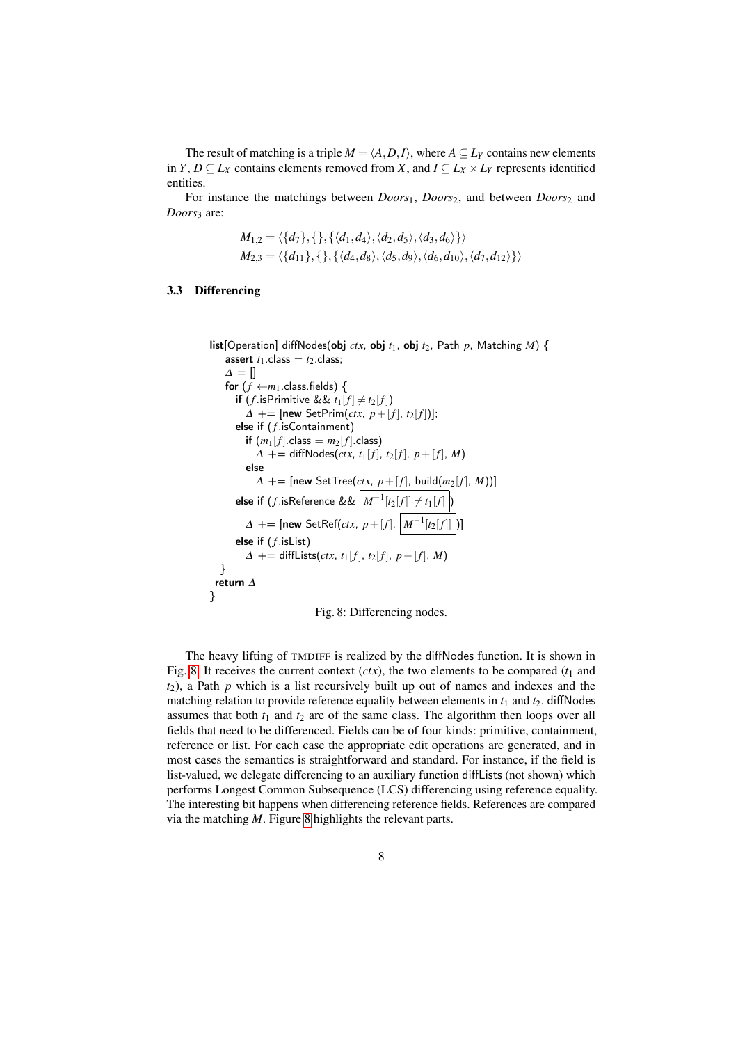The result of matching is a triple $M = \langle A, D, I \rangle$, where $A \subseteq L_Y$ contains new elements in $Y$, $D \subseteq L_X$ contains elements removed from $X$, and $I \subseteq L_X \times L_Y$ represents identified entities.

For instance the matchings between *Doors*$_1$, *Doors*$_2$, and between *Doors*$_2$ and *Doors*$_3$ are:

$$M_{1,2} = \langle \{d_7\}, \{\}, \{\langle d_1, d_4 \rangle, \langle d_2, d_5 \rangle, \langle d_3, d_6 \rangle\} \rangle$$
$$M_{2,3} = \langle \{d_{11}\}, \{\}, \{\langle d_4, d_8 \rangle, \langle d_5, d_9 \rangle, \langle d_6, d_{10} \rangle, \langle d_7, d_{12} \rangle\} \rangle$$

### 3.3 Differencing

```
list[Operation] diffNodes(obj ctx, obj t1, obj t2, Path p, Matching M) {
  assert t1.class = t2.class;
  Δ = []
  for (f ← m1.class.fields) {
    if (f.isPrimitive && t1[f] ≠ t2[f])
      Δ += [new SetPrim(ctx, p+[f], t2[f])];
    else if (f.isContainment)
      if (m1[f].class = m2[f].class)
        Δ += diffNodes(ctx, t1[f], t2[f], p+[f], M)
      else
        Δ += [new SetTree(ctx, p+[f], build(m2[f], M))]
    else if (f.isReference && M⁻¹[t2[f]] ≠ t1[f] )
      Δ += [new SetRef(ctx, p+[f], M⁻¹[t2[f]] )]
    else if (f.isList)
      Δ += diffLists(ctx, t1[f], t2[f], p+[f], M)
  }
  return Δ
}
```

Fig. 8: Differencing nodes.

The heavy lifting of TMDIFF is realized by the diffNodes function. It is shown in Fig. 8. It receives the current context ($ctx$), the two elements to be compared ($t_1$ and $t_2$), a Path $p$ which is a list recursively built up out of names and indexes and the matching relation to provide reference equality between elements in $t_1$ and $t_2$. diffNodes assumes that both $t_1$ and $t_2$ are of the same class. The algorithm then loops over all fields that need to be differenced. Fields can be of four kinds: primitive, containment, reference or list. For each case the appropriate edit operations are generated, and in most cases the semantics is straightforward and standard. For instance, if the field is list-valued, we delegate differencing to an auxiliary function diffLists (not shown) which performs Longest Common Subsequence (LCS) differencing using reference equality. The interesting bit happens when differencing reference fields. References are compared via the matching $M$. Figure 8 highlights the relevant parts.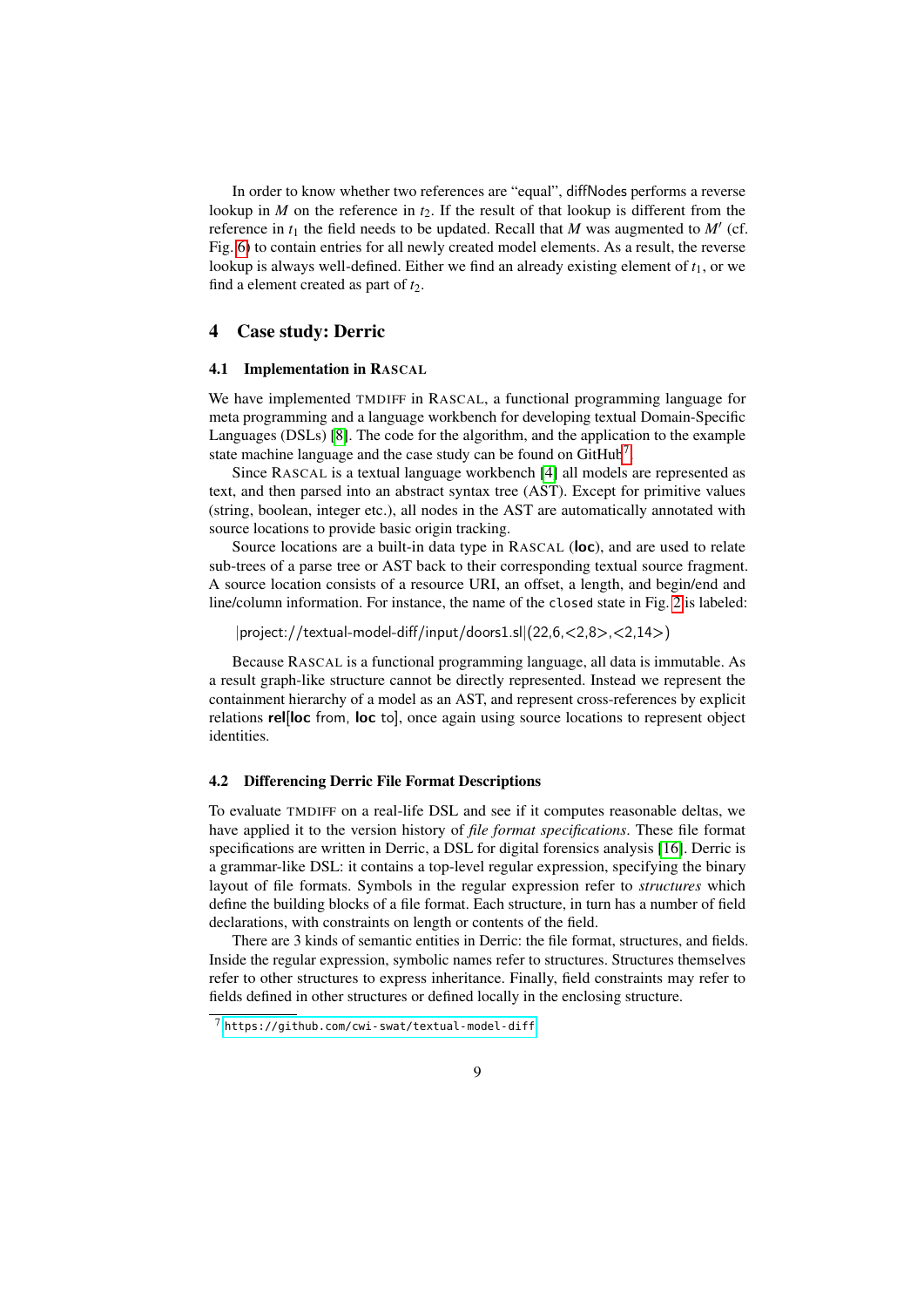In order to know whether two references are "equal", diffNodes performs a reverse lookup in $M$ on the reference in $t_2$. If the result of that lookup is different from the reference in $t_1$ the field needs to be updated. Recall that $M$ was augmented to $M'$ (cf. Fig. 6) to contain entries for all newly created model elements. As a result, the reverse lookup is always well-defined. Either we find an already existing element of $t_1$, or we find a element created as part of $t_2$.

## 4 Case study: Derric

### 4.1 Implementation in RASCAL

We have implemented TMDIFF in RASCAL, a functional programming language for meta programming and a language workbench for developing textual Domain-Specific Languages (DSLs) [8]. The code for the algorithm, and the application to the example state machine language and the case study can be found on GitHub[7].

Since RASCAL is a textual language workbench [4] all models are represented as text, and then parsed into an abstract syntax tree (AST). Except for primitive values (string, boolean, integer etc.), all nodes in the AST are automatically annotated with source locations to provide basic origin tracking.

Source locations are a built-in data type in RASCAL (**loc**), and are used to relate sub-trees of a parse tree or AST back to their corresponding textual source fragment. A source location consists of a resource URI, an offset, a length, and begin/end and line/column information. For instance, the name of the `closed` state in Fig. 2 is labeled:

```
|project://textual-model-diff/input/doors1.sl|(22,6,<2,8>,<2,14>)
```

Because RASCAL is a functional programming language, all data is immutable. As a result graph-like structure cannot be directly represented. Instead we represent the containment hierarchy of a model as an AST, and represent cross-references by explicit relations **rel**[**loc** from, **loc** to], once again using source locations to represent object identities.

### 4.2 Differencing Derric File Format Descriptions

To evaluate TMDIFF on a real-life DSL and see if it computes reasonable deltas, we have applied it to the version history of *file format specifications*. These file format specifications are written in Derric, a DSL for digital forensics analysis [16]. Derric is a grammar-like DSL: it contains a top-level regular expression, specifying the binary layout of file formats. Symbols in the regular expression refer to *structures* which define the building blocks of a file format. Each structure, in turn has a number of field declarations, with constraints on length or contents of the field.

There are 3 kinds of semantic entities in Derric: the file format, structures, and fields. Inside the regular expression, symbolic names refer to structures. Structures themselves refer to other structures to express inheritance. Finally, field constraints may refer to fields defined in other structures or defined locally in the enclosing structure.

[7] https://github.com/cwi-swat/textual-model-diff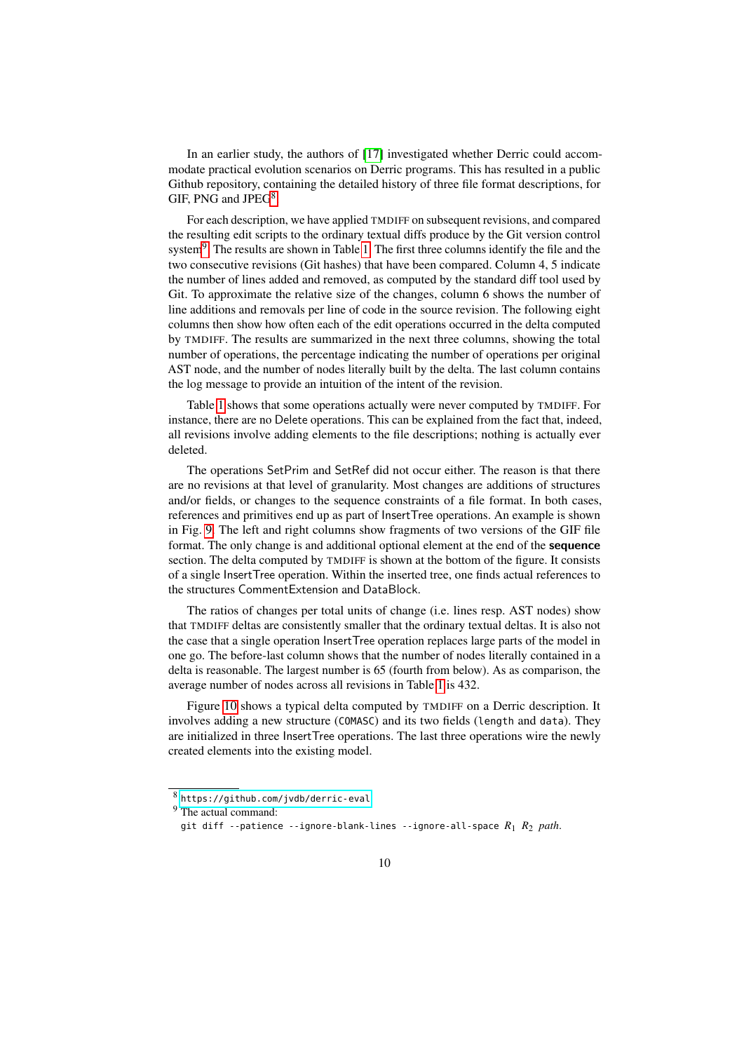In an earlier study, the authors of [17] investigated whether Derric could accommodate practical evolution scenarios on Derric programs. This has resulted in a public Github repository, containing the detailed history of three file format descriptions, for GIF, PNG and JPEG[8].

For each description, we have applied TMDIFF on subsequent revisions, and compared the resulting edit scripts to the ordinary textual diffs produce by the Git version control system[9]. The results are shown in Table 1. The first three columns identify the file and the two consecutive revisions (Git hashes) that have been compared. Column 4, 5 indicate the number of lines added and removed, as computed by the standard diff tool used by Git. To approximate the relative size of the changes, column 6 shows the number of line additions and removals per line of code in the source revision. The following eight columns then show how often each of the edit operations occurred in the delta computed by TMDIFF. The results are summarized in the next three columns, showing the total number of operations, the percentage indicating the number of operations per original AST node, and the number of nodes literally built by the delta. The last column contains the log message to provide an intuition of the intent of the revision.

Table 1 shows that some operations actually were never computed by TMDIFF. For instance, there are no Delete operations. This can be explained from the fact that, indeed, all revisions involve adding elements to the file descriptions; nothing is actually ever deleted.

The operations SetPrim and SetRef did not occur either. The reason is that there are no revisions at that level of granularity. Most changes are additions of structures and/or fields, or changes to the sequence constraints of a file format. In both cases, references and primitives end up as part of InsertTree operations. An example is shown in Fig. 9. The left and right columns show fragments of two versions of the GIF file format. The only change is and additional optional element at the end of the **sequence** section. The delta computed by TMDIFF is shown at the bottom of the figure. It consists of a single InsertTree operation. Within the inserted tree, one finds actual references to the structures CommentExtension and DataBlock.

The ratios of changes per total units of change (i.e. lines resp. AST nodes) show that TMDIFF deltas are consistently smaller that the ordinary textual deltas. It is also not the case that a single operation InsertTree operation replaces large parts of the model in one go. The before-last column shows that the number of nodes literally contained in a delta is reasonable. The largest number is 65 (fourth from below). As as comparison, the average number of nodes across all revisions in Table 1 is 432.

Figure 10 shows a typical delta computed by TMDIFF on a Derric description. It involves adding a new structure (`COMASC`) and its two fields (`length` and `data`). They are initialized in three InsertTree operations. The last three operations wire the newly created elements into the existing model.

[8] https://github.com/jvdb/derric-eval

[9] The actual command: `git diff --patience --ignore-blank-lines --ignore-all-space` $R_1$ $R_2$ *path*.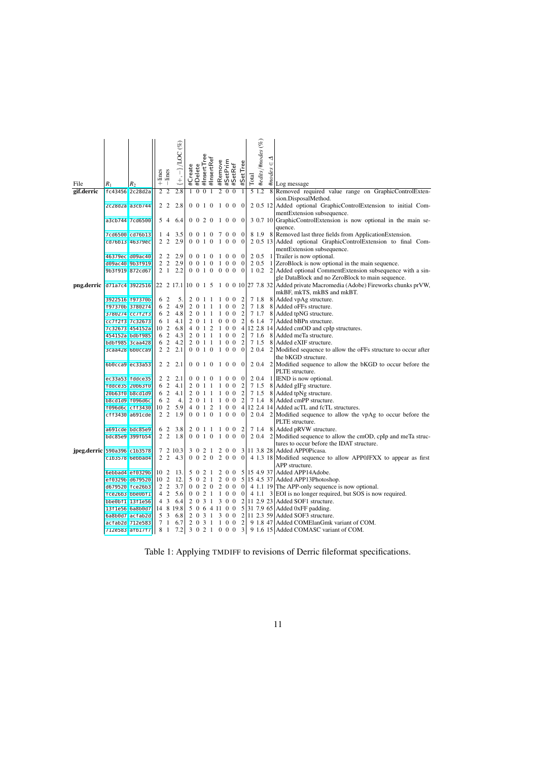| File | $R_1$ | $R_2$ | +lines | −lines | $\{+,-\}$/LOC (%) | #Create | #Delete | #InsertTree | #InsertRef | #Remove | #SetPrim | #SetRef | #SetTree | Total | *#edits*/*#nodes* (%) | *#nodes* $\in \Delta$ | Log message |
|---|---|---|---|---|---|---|---|---|---|---|---|---|---|---|---|---|---|
| **gif.derric** | fc43456 | 2c28d2a | 2 | 2 | 2.8 | 1 | 0 | 0 | 1 | 2 | 0 | 0 | 1 | 5 | 1.2 | 8 | Removed required value range on GraphicControlExtension.DisposalMethod. |
| | 2c28d2a | a3cb744 | 2 | 2 | 2.8 | 0 | 0 | 1 | 0 | 1 | 0 | 0 | 0 | 2 | 0.5 | 12 | Added optional GraphicControlExtension to initial CommentExtension subsequence. |
| | a3cb744 | 7cd6500 | 5 | 4 | 6.4 | 0 | 0 | 2 | 0 | 1 | 0 | 0 | 0 | 3 | 0.7 | 10 | GraphicControlExtension is now optional in the main sequence. |
| | 7cd6500 | cd76b13 | 1 | 4 | 3.5 | 0 | 0 | 1 | 0 | 7 | 0 | 0 | 0 | 8 | 1.9 | 8 | Removed last three fields from ApplicationExtension. |
| | cd76b13 | 46379ec | 2 | 2 | 2.9 | 0 | 0 | 1 | 0 | 1 | 0 | 0 | 0 | 2 | 0.5 | 13 | Added optional GraphicControlExtension to final CommentExtension subsequence. |
| | 46379ec | d09ac40 | 2 | 2 | 2.9 | 0 | 0 | 1 | 0 | 1 | 0 | 0 | 0 | 2 | 0.5 | 1 | Trailer is now optional. |
| | d09ac40 | 9b3f919 | 2 | 2 | 2.9 | 0 | 0 | 1 | 0 | 1 | 0 | 0 | 0 | 2 | 0.5 | 1 | ZeroBlock is now optional in the main sequence. |
| | 9b3f919 | 872cd67 | 2 | 1 | 2.2 | 0 | 0 | 1 | 0 | 0 | 0 | 0 | 0 | 1 | 0.2 | 2 | Added optional CommentExtension subsequence with a single DataBlock and no ZeroBlock to main sequence. |
| **png.derric** | d71a7c4 | 3922516 | 22 | 2 | 17.1 | 10 | 0 | 1 | 5 | 1 | 0 | 0 | 10 | 27 | 7.8 | 32 | Added private Macromedia (Adobe) Fireworks chunks prVW, mkBF, mkTS, mkBS and mkBT. |
| | 3922516 | f97370b | 6 | 2 | 5. | 2 | 0 | 1 | 1 | 1 | 0 | 0 | 2 | 7 | 1.8 | 8 | Added vpAg structure. |
| | f97370b | 3780274 | 6 | 2 | 4.9 | 2 | 0 | 1 | 1 | 1 | 0 | 0 | 2 | 7 | 1.8 | 8 | Added oFFs structure. |
| | 3780274 | cc7f2f3 | 6 | 2 | 4.8 | 2 | 0 | 1 | 1 | 1 | 0 | 0 | 2 | 7 | 1.7 | 8 | Added tpNG structure. |
| | cc7f2f3 | 7c32673 | 6 | 1 | 4.1 | 2 | 0 | 1 | 1 | 0 | 0 | 0 | 2 | 6 | 1.4 | 7 | Added bBPn structure. |
| | 7c32673 | 454152a | 10 | 2 | 6.8 | 4 | 0 | 1 | 2 | 1 | 0 | 0 | 4 | 12 | 2.8 | 14 | Added cmOD and cpIp structures. |
| | 454152a | bdbf985 | 6 | 2 | 4.3 | 2 | 0 | 1 | 1 | 1 | 0 | 0 | 2 | 7 | 1.6 | 8 | Added meTa structure. |
| | bdbf985 | 3caa428 | 6 | 2 | 4.2 | 2 | 0 | 1 | 1 | 1 | 0 | 0 | 2 | 7 | 1.5 | 8 | Added eXIF structure. |
| | 3caa428 | 6b0cca9 | 2 | 2 | 2.1 | 0 | 0 | 1 | 0 | 1 | 0 | 0 | 0 | 2 | 0.4 | 2 | Modified sequence to allow the oFFs structure to occur after the bKGD structure. |
| | 6b0cca9 | ec33a53 | 2 | 2 | 2.1 | 0 | 0 | 1 | 0 | 1 | 0 | 0 | 0 | 2 | 0.4 | 2 | Modified sequence to allow the bKGD to occur before the PLTE structure. |
| | ec33a53 | fddce35 | 2 | 2 | 2.1 | 0 | 0 | 1 | 0 | 1 | 0 | 0 | 0 | 2 | 0.4 | 1 | IEND is now optional. |
| | fddce35 | 20b63f0 | 6 | 2 | 4.1 | 2 | 0 | 1 | 1 | 1 | 0 | 0 | 2 | 7 | 1.5 | 8 | Added gIFg structure. |
| | 20b63f0 | b8cd1d9 | 6 | 2 | 4.1 | 2 | 0 | 1 | 1 | 1 | 0 | 0 | 2 | 7 | 1.5 | 8 | Added tpNg structure. |
| | b8cd1d9 | f096d6c | 6 | 2 | 4. | 2 | 0 | 1 | 1 | 1 | 0 | 0 | 2 | 7 | 1.4 | 8 | Added cmPP structure. |
| | f096d6c | cff3430 | 10 | 2 | 5.9 | 4 | 0 | 1 | 2 | 1 | 0 | 0 | 4 | 12 | 2.4 | 14 | Added acTL and fcTL structures. |
| | cff3430 | a691cde | 2 | 2 | 1.9 | 0 | 0 | 1 | 0 | 1 | 0 | 0 | 0 | 2 | 0.4 | 2 | Modified sequence to allow the vpAg to occur before the PLTE structure. |
| | a691cde | bdc85e9 | 6 | 2 | 3.8 | 2 | 0 | 1 | 1 | 1 | 0 | 0 | 2 | 7 | 1.4 | 8 | Added pRVW structure. |
| | bdc85e9 | 399fb54 | 2 | 2 | 1.8 | 0 | 0 | 1 | 0 | 1 | 0 | 0 | 0 | 2 | 0.4 | 2 | Modified sequence to allow the cmOD, cpIp and meTa structures to occur before the IDAT structure. |
| **jpeg.derric** | 590a396 | c1b3578 | 7 | 2 | 10.3 | 3 | 0 | 2 | 1 | 2 | 0 | 0 | 3 | 11 | 3.8 | 28 | Added APP0Picasa. |
| | c1b3578 | 6ebbad4 | 2 | 2 | 4.3 | 0 | 0 | 2 | 0 | 2 | 0 | 0 | 0 | 4 | 1.3 | 18 | Modified sequence to allow APP0JFXX to appear as first APP structure. |
| | 6ebbad4 | ef0329b | 10 | 2 | 13. | 5 | 0 | 2 | 1 | 2 | 0 | 0 | 5 | 15 | 4.9 | 37 | Added APP14Adobe. |
| | ef0329b | d679520 | 10 | 2 | 12. | 5 | 0 | 2 | 1 | 2 | 0 | 0 | 5 | 15 | 4.5 | 37 | Added APP13Photoshop. |
| | d679520 | fce26b3 | 2 | 2 | 3.7 | 0 | 0 | 2 | 0 | 2 | 0 | 0 | 0 | 4 | 1.1 | 19 | The APP-only sequence is now optional. |
| | fce26b3 | bbe0bf1 | 4 | 2 | 5.6 | 0 | 0 | 2 | 1 | 1 | 0 | 0 | 0 | 4 | 1.1 | 3 | EOI is no longer required, but SOS is now required. |
| | bbe0bf1 | 13f1e56 | 4 | 3 | 6.4 | 2 | 0 | 3 | 1 | 3 | 0 | 0 | 2 | 11 | 2.9 | 23 | Added SOF1 structure. |
| | 13f1e56 | 6a8b0d7 | 14 | 8 | 19.8 | 5 | 0 | 6 | 4 | 11 | 0 | 0 | 5 | 31 | 7.9 | 65 | Added 0xFF padding. |
| | 6a8b0d7 | acfab2d | 5 | 3 | 6.8 | 2 | 0 | 3 | 1 | 3 | 0 | 0 | 2 | 11 | 2.3 | 59 | Added SOF3 structure. |
| | acfab2d | 712e583 | 7 | 1 | 6.7 | 2 | 0 | 3 | 1 | 1 | 0 | 0 | 2 | 9 | 1.8 | 47 | Added COMElanGmk variant of COM. |
| | 712e583 | afb17f7 | 8 | 1 | 7.2 | 3 | 0 | 2 | 1 | 0 | 0 | 0 | 3 | 9 | 1.6 | 15 | Added COMASC variant of COM. |

Table 1: Applying TMDIFF to revisions of Derric fileformat specifications.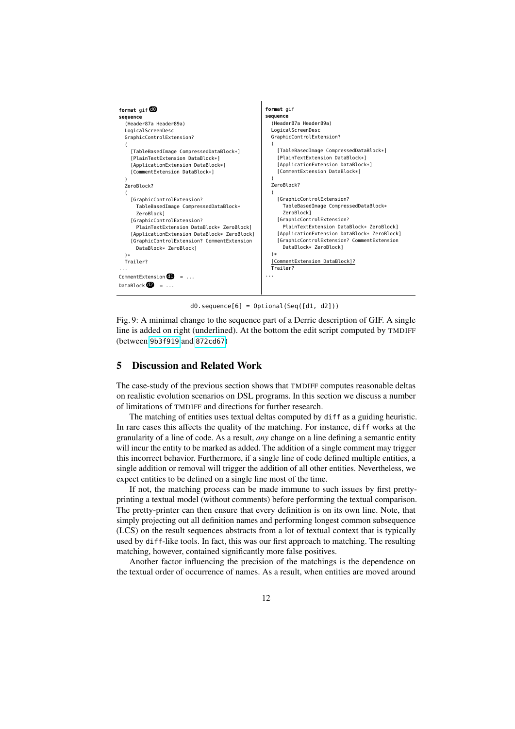```
format gif d0
sequence
  (Header87a Header89a)
  LogicalScreenDesc
  GraphicControlExtension?
  (
    [TableBasedImage CompressedDataBlock*]
    [PlainTextExtension DataBlock*]
    [ApplicationExtension DataBlock*]
    [CommentExtension DataBlock*]
  )
  ZeroBlock?
  (
    [GraphicControlExtension?
      TableBasedImage CompressedDataBlock*
      ZeroBlock]
    [GraphicControlExtension?
      PlainTextExtension DataBlock* ZeroBlock]
    [ApplicationExtension DataBlock* ZeroBlock]
    [GraphicControlExtension? CommentExtension
      DataBlock* ZeroBlock]
  )*
  Trailer?
...
CommentExtension d1 = ...
DataBlock d2 = ...
```

```
format gif
sequence
  (Header87a Header89a)
  LogicalScreenDesc
  GraphicControlExtension?
  (
    [TableBasedImage CompressedDataBlock*]
    [PlainTextExtension DataBlock*]
    [ApplicationExtension DataBlock*]
    [CommentExtension DataBlock*]
  )
  ZeroBlock?
  (
    [GraphicControlExtension?
      TableBasedImage CompressedDataBlock*
      ZeroBlock]
    [GraphicControlExtension?
      PlainTextExtension DataBlock* ZeroBlock]
    [ApplicationExtension DataBlock* ZeroBlock]
    [GraphicControlExtension? CommentExtension
      DataBlock* ZeroBlock]
  )*
  [CommentExtension DataBlock]?
  Trailer?
...
```

```
d0.sequence[6] = Optional(Seq([d1, d2]))
```

Fig. 9: A minimal change to the sequence part of a Derric description of GIF. A single line is added on right (underlined). At the bottom the edit script computed by TMDIFF (between 9b3f919 and 872cd67)

## 5 Discussion and Related Work

The case-study of the previous section shows that TMDIFF computes reasonable deltas on realistic evolution scenarios on DSL programs. In this section we discuss a number of limitations of TMDIFF and directions for further research.

The matching of entities uses textual deltas computed by `diff` as a guiding heuristic. In rare cases this affects the quality of the matching. For instance, `diff` works at the granularity of a line of code. As a result, *any* change on a line defining a semantic entity will incur the entity to be marked as added. The addition of a single comment may trigger this incorrect behavior. Furthermore, if a single line of code defined multiple entities, a single addition or removal will trigger the addition of all other entities. Nevertheless, we expect entities to be defined on a single line most of the time.

If not, the matching process can be made immune to such issues by first pretty-printing a textual model (without comments) before performing the textual comparison. The pretty-printer can then ensure that every definition is on its own line. Note, that simply projecting out all definition names and performing longest common subsequence (LCS) on the result sequences abstracts from a lot of textual context that is typically used by `diff`-like tools. In fact, this was our first approach to matching. The resulting matching, however, contained significantly more false positives.

Another factor influencing the precision of the matchings is the dependence on the textual order of occurrence of names. As a result, when entities are moved around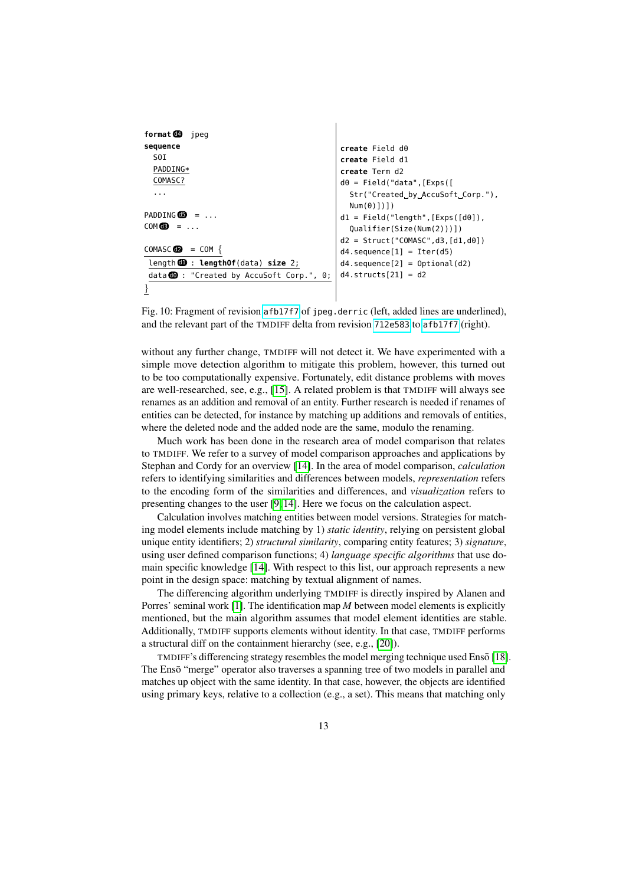```
format d4 jpeg
sequence
  SOI
  PADDING*
  COMASC?
  ...

PADDING d5 = ...
COM d3 = ...

COMASC d2 = COM {
  length d1 : lengthOf(data) size 2;
  data d0 : "Created by AccuSoft Corp.", 0;
}
```

```
create Field d0
create Field d1
create Term d2
d0 = Field("data",[Exps([
  Str("Created␣by␣AccuSoft␣Corp."),
  Num(0)])])
d1 = Field("length",[Exps([d0]),
  Qualifier(Size(Num(2)))])
d2 = Struct("COMASC",d3,[d1,d0])
d4.sequence[1] = Iter(d5)
d4.sequence[2] = Optional(d2)
d4.structs[21] = d2
```

Fig. 10: Fragment of revision afb17f7 of jpeg.derric (left, added lines are underlined), and the relevant part of the TMDIFF delta from revision 712e583 to afb17f7 (right).

without any further change, TMDIFF will not detect it. We have experimented with a simple move detection algorithm to mitigate this problem, however, this turned out to be too computationally expensive. Fortunately, edit distance problems with moves are well-researched, see, e.g., [15]. A related problem is that TMDIFF will always see renames as an addition and removal of an entity. Further research is needed if renames of entities can be detected, for instance by matching up additions and removals of entities, where the deleted node and the added node are the same, modulo the renaming.

Much work has been done in the research area of model comparison that relates to TMDIFF. We refer to a survey of model comparison approaches and applications by Stephan and Cordy for an overview [14]. In the area of model comparison, *calculation* refers to identifying similarities and differences between models, *representation* refers to the encoding form of the similarities and differences, and *visualization* refers to presenting changes to the user [9,14]. Here we focus on the calculation aspect.

Calculation involves matching entities between model versions. Strategies for matching model elements include matching by 1) *static identity*, relying on persistent global unique entity identifiers; 2) *structural similarity*, comparing entity features; 3) *signature*, using user defined comparison functions; 4) *language specific algorithms* that use domain specific knowledge [14]. With respect to this list, our approach represents a new point in the design space: matching by textual alignment of names.

The differencing algorithm underlying TMDIFF is directly inspired by Alanen and Porres' seminal work [1]. The identification map $M$ between model elements is explicitly mentioned, but the main algorithm assumes that model element identities are stable. Additionally, TMDIFF supports elements without identity. In that case, TMDIFF performs a structural diff on the containment hierarchy (see, e.g., [20]).

TMDIFF's differencing strategy resembles the model merging technique used Ensō [18]. The Ensō "merge" operator also traverses a spanning tree of two models in parallel and matches up object with the same identity. In that case, however, the objects are identified using primary keys, relative to a collection (e.g., a set). This means that matching only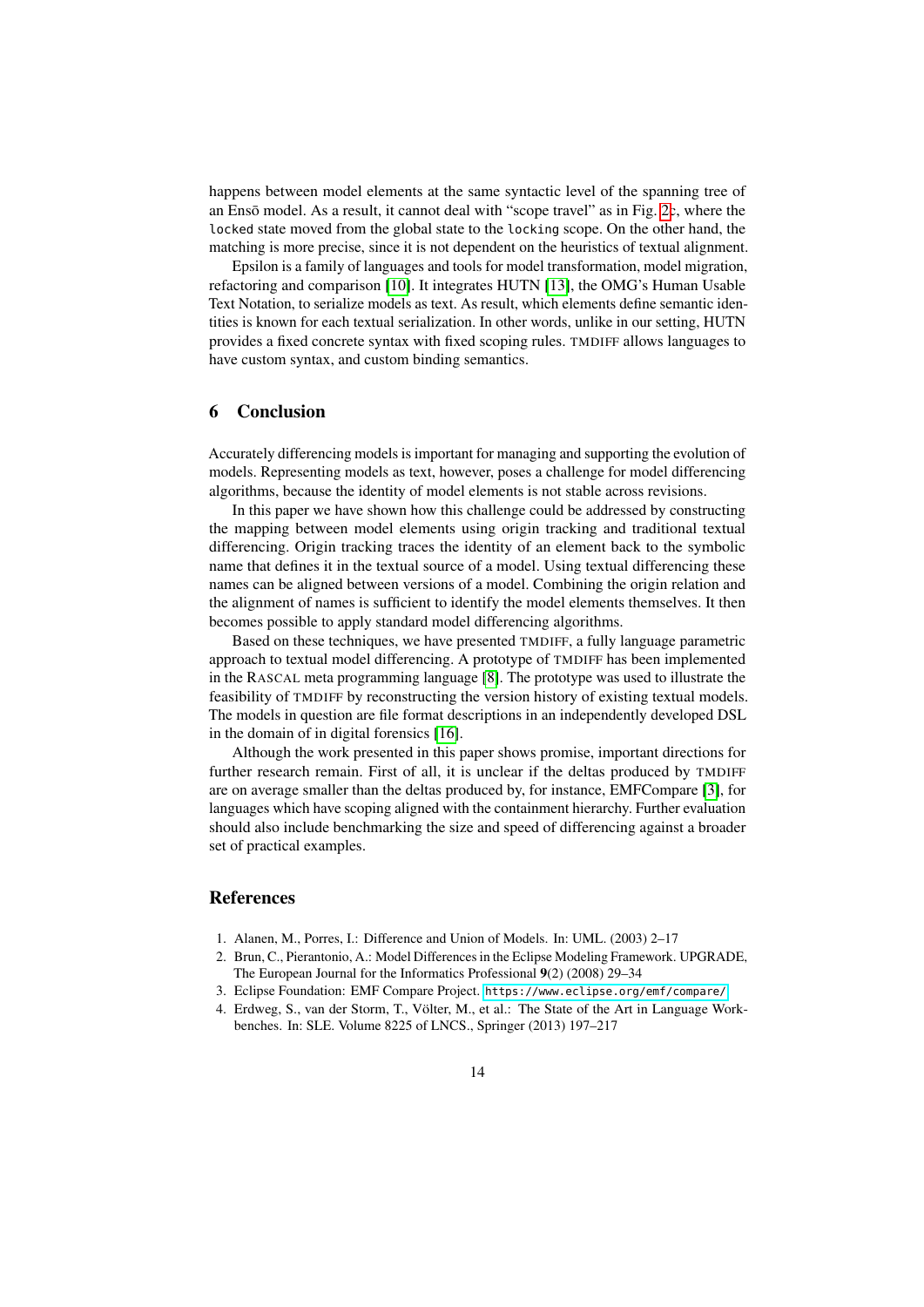happens between model elements at the same syntactic level of the spanning tree of an Ensō model. As a result, it cannot deal with "scope travel" as in Fig. 2c, where the `locked` state moved from the global state to the `locking` scope. On the other hand, the matching is more precise, since it is not dependent on the heuristics of textual alignment.

Epsilon is a family of languages and tools for model transformation, model migration, refactoring and comparison [10]. It integrates HUTN [13], the OMG's Human Usable Text Notation, to serialize models as text. As result, which elements define semantic identities is known for each textual serialization. In other words, unlike in our setting, HUTN provides a fixed concrete syntax with fixed scoping rules. TMDIFF allows languages to have custom syntax, and custom binding semantics.

## 6 Conclusion

Accurately differencing models is important for managing and supporting the evolution of models. Representing models as text, however, poses a challenge for model differencing algorithms, because the identity of model elements is not stable across revisions.

In this paper we have shown how this challenge could be addressed by constructing the mapping between model elements using origin tracking and traditional textual differencing. Origin tracking traces the identity of an element back to the symbolic name that defines it in the textual source of a model. Using textual differencing these names can be aligned between versions of a model. Combining the origin relation and the alignment of names is sufficient to identify the model elements themselves. It then becomes possible to apply standard model differencing algorithms.

Based on these techniques, we have presented TMDIFF, a fully language parametric approach to textual model differencing. A prototype of TMDIFF has been implemented in the RASCAL meta programming language [8]. The prototype was used to illustrate the feasibility of TMDIFF by reconstructing the version history of existing textual models. The models in question are file format descriptions in an independently developed DSL in the domain of in digital forensics [16].

Although the work presented in this paper shows promise, important directions for further research remain. First of all, it is unclear if the deltas produced by TMDIFF are on average smaller than the deltas produced by, for instance, EMFCompare [3], for languages which have scoping aligned with the containment hierarchy. Further evaluation should also include benchmarking the size and speed of differencing against a broader set of practical examples.

## References

1. Alanen, M., Porres, I.: Difference and Union of Models. In: UML. (2003) 2–17
2. Brun, C., Pierantonio, A.: Model Differences in the Eclipse Modeling Framework. UPGRADE, The European Journal for the Informatics Professional **9**(2) (2008) 29–34
3. Eclipse Foundation: EMF Compare Project. https://www.eclipse.org/emf/compare/
4. Erdweg, S., van der Storm, T., Völter, M., et al.: The State of the Art in Language Workbenches. In: SLE. Volume 8225 of LNCS., Springer (2013) 197–217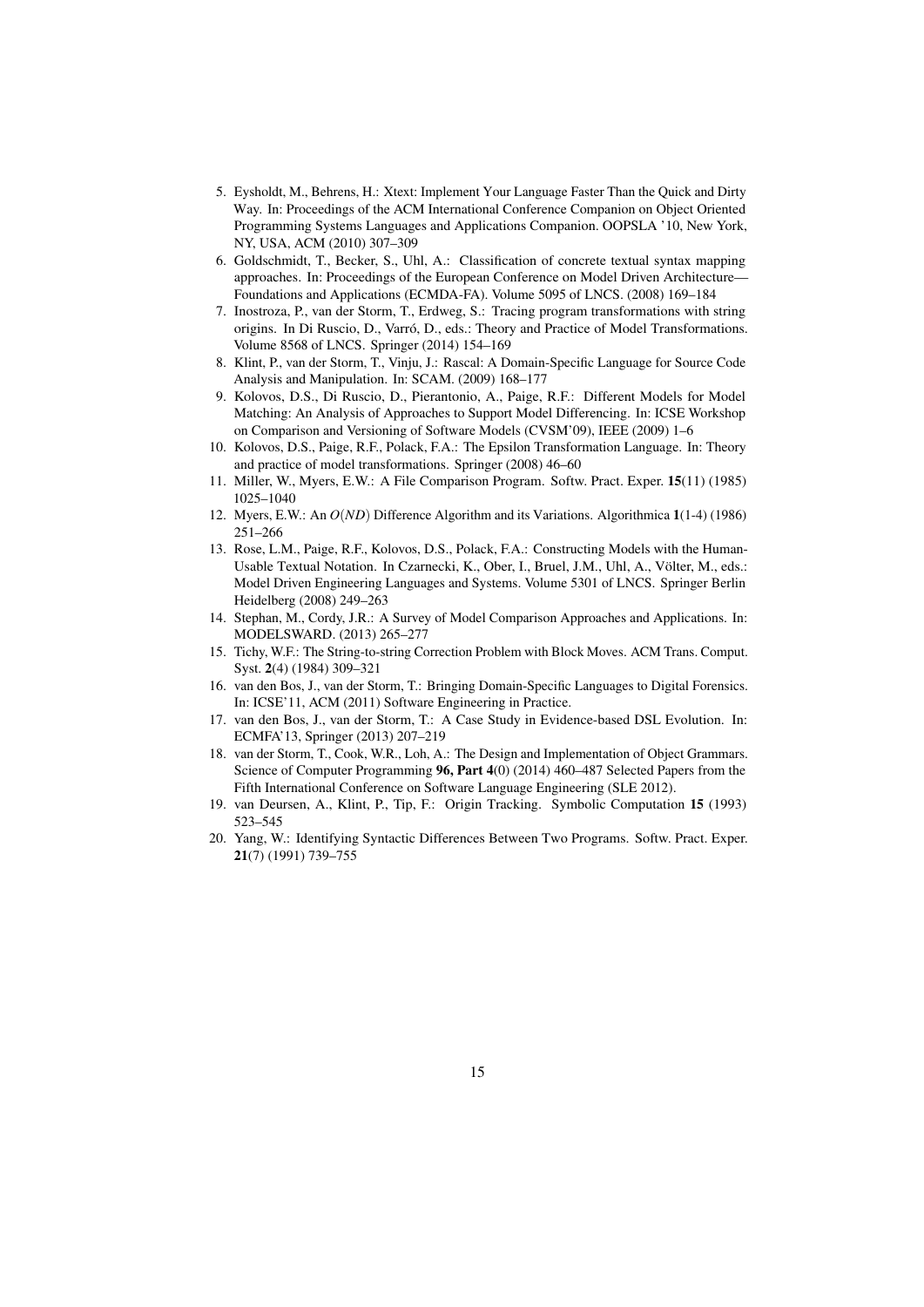5. Eysholdt, M., Behrens, H.: Xtext: Implement Your Language Faster Than the Quick and Dirty Way. In: Proceedings of the ACM International Conference Companion on Object Oriented Programming Systems Languages and Applications Companion. OOPSLA '10, New York, NY, USA, ACM (2010) 307–309
6. Goldschmidt, T., Becker, S., Uhl, A.: Classification of concrete textual syntax mapping approaches. In: Proceedings of the European Conference on Model Driven Architecture—Foundations and Applications (ECMDA-FA). Volume 5095 of LNCS. (2008) 169–184
7. Inostroza, P., van der Storm, T., Erdweg, S.: Tracing program transformations with string origins. In Di Ruscio, D., Varró, D., eds.: Theory and Practice of Model Transformations. Volume 8568 of LNCS. Springer (2014) 154–169
8. Klint, P., van der Storm, T., Vinju, J.: Rascal: A Domain-Specific Language for Source Code Analysis and Manipulation. In: SCAM. (2009) 168–177
9. Kolovos, D.S., Di Ruscio, D., Pierantonio, A., Paige, R.F.: Different Models for Model Matching: An Analysis of Approaches to Support Model Differencing. In: ICSE Workshop on Comparison and Versioning of Software Models (CVSM'09), IEEE (2009) 1–6
10. Kolovos, D.S., Paige, R.F., Polack, F.A.: The Epsilon Transformation Language. In: Theory and practice of model transformations. Springer (2008) 46–60
11. Miller, W., Myers, E.W.: A File Comparison Program. Softw. Pract. Exper. **15**(11) (1985) 1025–1040
12. Myers, E.W.: An $O(ND)$ Difference Algorithm and its Variations. Algorithmica **1**(1-4) (1986) 251–266
13. Rose, L.M., Paige, R.F., Kolovos, D.S., Polack, F.A.: Constructing Models with the Human-Usable Textual Notation. In Czarnecki, K., Ober, I., Bruel, J.M., Uhl, A., Völter, M., eds.: Model Driven Engineering Languages and Systems. Volume 5301 of LNCS. Springer Berlin Heidelberg (2008) 249–263
14. Stephan, M., Cordy, J.R.: A Survey of Model Comparison Approaches and Applications. In: MODELSWARD. (2013) 265–277
15. Tichy, W.F.: The String-to-string Correction Problem with Block Moves. ACM Trans. Comput. Syst. **2**(4) (1984) 309–321
16. van den Bos, J., van der Storm, T.: Bringing Domain-Specific Languages to Digital Forensics. In: ICSE'11, ACM (2011) Software Engineering in Practice.
17. van den Bos, J., van der Storm, T.: A Case Study in Evidence-based DSL Evolution. In: ECMFA'13, Springer (2013) 207–219
18. van der Storm, T., Cook, W.R., Loh, A.: The Design and Implementation of Object Grammars. Science of Computer Programming **96, Part 4**(0) (2014) 460–487 Selected Papers from the Fifth International Conference on Software Language Engineering (SLE 2012).
19. van Deursen, A., Klint, P., Tip, F.: Origin Tracking. Symbolic Computation **15** (1993) 523–545
20. Yang, W.: Identifying Syntactic Differences Between Two Programs. Softw. Pract. Exper. **21**(7) (1991) 739–755